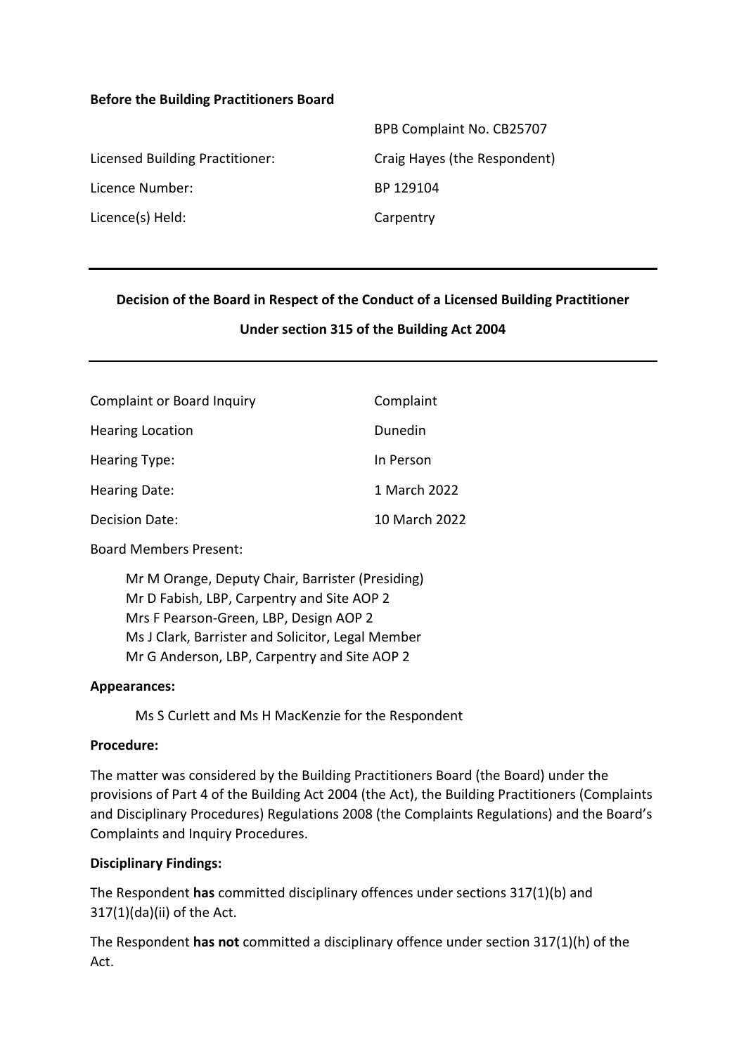**Before the Building Practitioners Board**

| | |
|---|---|
| | BPB Complaint No. CB25707 |
| Licensed Building Practitioner: | Craig Hayes (the Respondent) |
| Licence Number: | BP 129104 |
| Licence(s) Held: | Carpentry |

---

**Decision of the Board in Respect of the Conduct of a Licensed Building Practitioner**

**Under section 315 of the Building Act 2004**

---

| | |
|---|---|
| Complaint or Board Inquiry | Complaint |
| Hearing Location | Dunedin |
| Hearing Type: | In Person |
| Hearing Date: | 1 March 2022 |
| Decision Date: | 10 March 2022 |

Board Members Present:

Mr M Orange, Deputy Chair, Barrister (Presiding)
Mr D Fabish, LBP, Carpentry and Site AOP 2
Mrs F Pearson-Green, LBP, Design AOP 2
Ms J Clark, Barrister and Solicitor, Legal Member
Mr G Anderson, LBP, Carpentry and Site AOP 2

**Appearances:**

Ms S Curlett and Ms H MacKenzie for the Respondent

**Procedure:**

The matter was considered by the Building Practitioners Board (the Board) under the provisions of Part 4 of the Building Act 2004 (the Act), the Building Practitioners (Complaints and Disciplinary Procedures) Regulations 2008 (the Complaints Regulations) and the Board's Complaints and Inquiry Procedures.

**Disciplinary Findings:**

The Respondent **has** committed disciplinary offences under sections 317(1)(b) and 317(1)(da)(ii) of the Act.

The Respondent **has not** committed a disciplinary offence under section 317(1)(h) of the Act.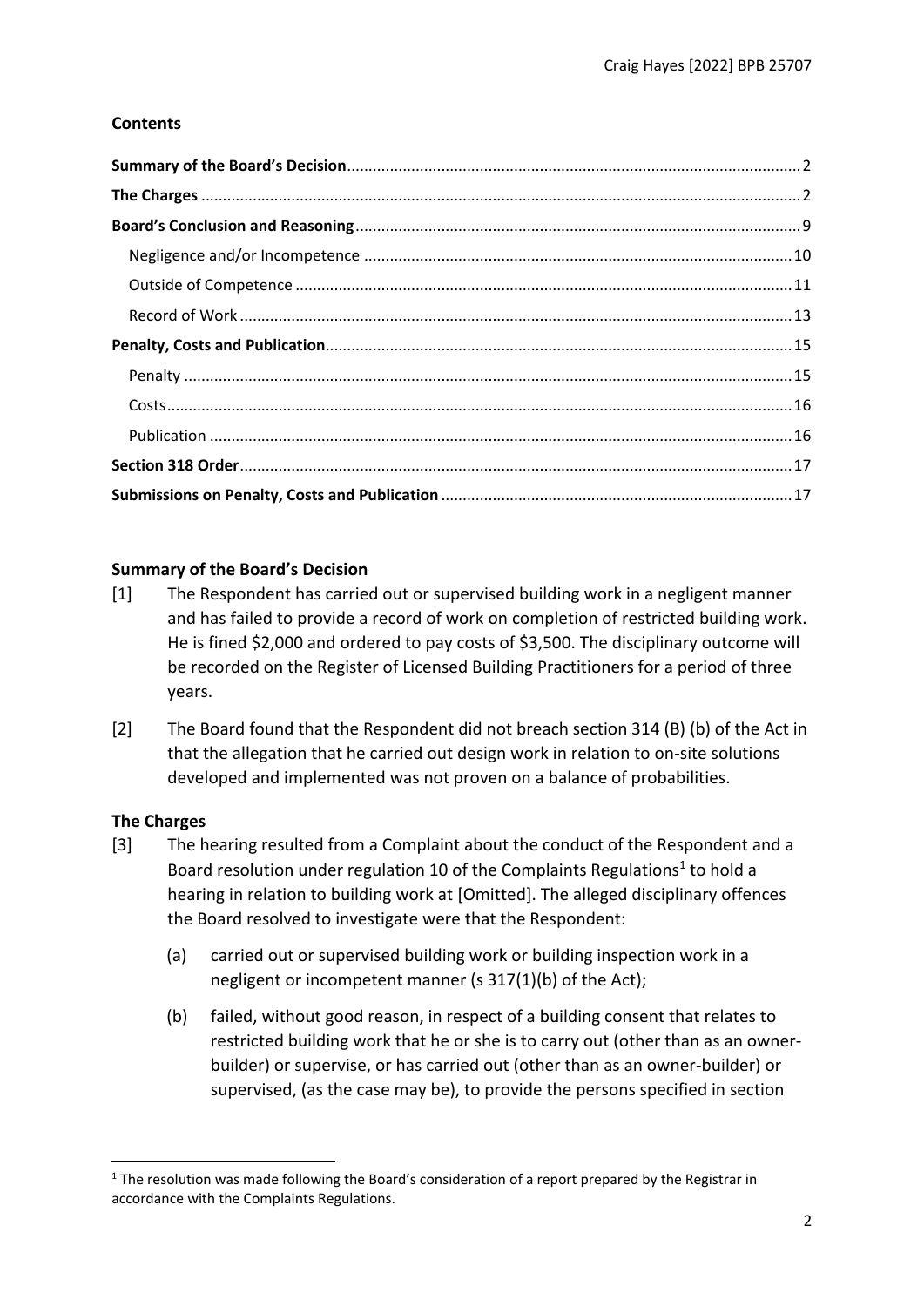## Contents

**Summary of the Board's Decision**........................................................................................................2
**The Charges**..........................................................................................................................................2
**Board's Conclusion and Reasoning**......................................................................................................9
Negligence and/or Incompetence ..................................................................................................10
Outside of Competence ..................................................................................................................11
Record of Work ...............................................................................................................................13
**Penalty, Costs and Publication**............................................................................................................15
Penalty ............................................................................................................................................15
Costs................................................................................................................................................16
Publication ......................................................................................................................................16
**Section 318 Order**...............................................................................................................................17
**Submissions on Penalty, Costs and Publication**.................................................................................17

## Summary of the Board's Decision

[1] The Respondent has carried out or supervised building work in a negligent manner and has failed to provide a record of work on completion of restricted building work. He is fined $2,000 and ordered to pay costs of $3,500. The disciplinary outcome will be recorded on the Register of Licensed Building Practitioners for a period of three years.

[2] The Board found that the Respondent did not breach section 314 (B) (b) of the Act in that the allegation that he carried out design work in relation to on-site solutions developed and implemented was not proven on a balance of probabilities.

## The Charges

[3] The hearing resulted from a Complaint about the conduct of the Respondent and a Board resolution under regulation 10 of the Complaints Regulations[1] to hold a hearing in relation to building work at [Omitted]. The alleged disciplinary offences the Board resolved to investigate were that the Respondent:

(a) carried out or supervised building work or building inspection work in a negligent or incompetent manner (s 317(1)(b) of the Act);

(b) failed, without good reason, in respect of a building consent that relates to restricted building work that he or she is to carry out (other than as an owner-builder) or supervise, or has carried out (other than as an owner-builder) or supervised, (as the case may be), to provide the persons specified in section

[1] The resolution was made following the Board's consideration of a report prepared by the Registrar in accordance with the Complaints Regulations.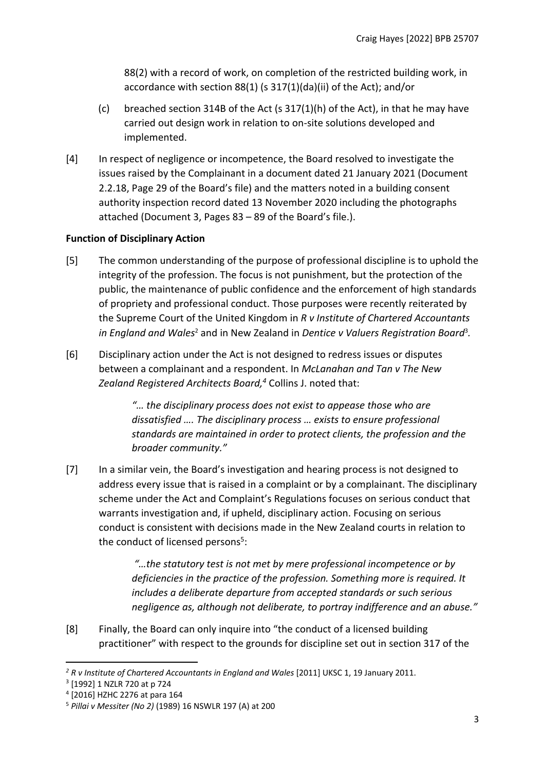88(2) with a record of work, on completion of the restricted building work, in accordance with section 88(1) (s 317(1)(da)(ii) of the Act); and/or

(c) breached section 314B of the Act (s 317(1)(h) of the Act), in that he may have carried out design work in relation to on-site solutions developed and implemented.

[4] In respect of negligence or incompetence, the Board resolved to investigate the issues raised by the Complainant in a document dated 21 January 2021 (Document 2.2.18, Page 29 of the Board's file) and the matters noted in a building consent authority inspection record dated 13 November 2020 including the photographs attached (Document 3, Pages 83 – 89 of the Board's file.).

**Function of Disciplinary Action**

[5] The common understanding of the purpose of professional discipline is to uphold the integrity of the profession. The focus is not punishment, but the protection of the public, the maintenance of public confidence and the enforcement of high standards of propriety and professional conduct. Those purposes were recently reiterated by the Supreme Court of the United Kingdom in *R v Institute of Chartered Accountants in England and Wales*[2] and in New Zealand in *Dentice v Valuers Registration Board*[3].

[6] Disciplinary action under the Act is not designed to redress issues or disputes between a complainant and a respondent. In *McLanahan and Tan v The New Zealand Registered Architects Board,*[4] Collins J. noted that:

> *"… the disciplinary process does not exist to appease those who are dissatisfied …. The disciplinary process … exists to ensure professional standards are maintained in order to protect clients, the profession and the broader community."*

[7] In a similar vein, the Board's investigation and hearing process is not designed to address every issue that is raised in a complaint or by a complainant. The disciplinary scheme under the Act and Complaint's Regulations focuses on serious conduct that warrants investigation and, if upheld, disciplinary action. Focusing on serious conduct is consistent with decisions made in the New Zealand courts in relation to the conduct of licensed persons[5]:

> *"…the statutory test is not met by mere professional incompetence or by deficiencies in the practice of the profession. Something more is required. It includes a deliberate departure from accepted standards or such serious negligence as, although not deliberate, to portray indifference and an abuse."*

[8] Finally, the Board can only inquire into "the conduct of a licensed building practitioner" with respect to the grounds for discipline set out in section 317 of the

---

[2] *R v Institute of Chartered Accountants in England and Wales* [2011] UKSC 1, 19 January 2011.

[3] [1992] 1 NZLR 720 at p 724

[4] [2016] HZHC 2276 at para 164

[5] *Pillai v Messiter (No 2)* (1989) 16 NSWLR 197 (A) at 200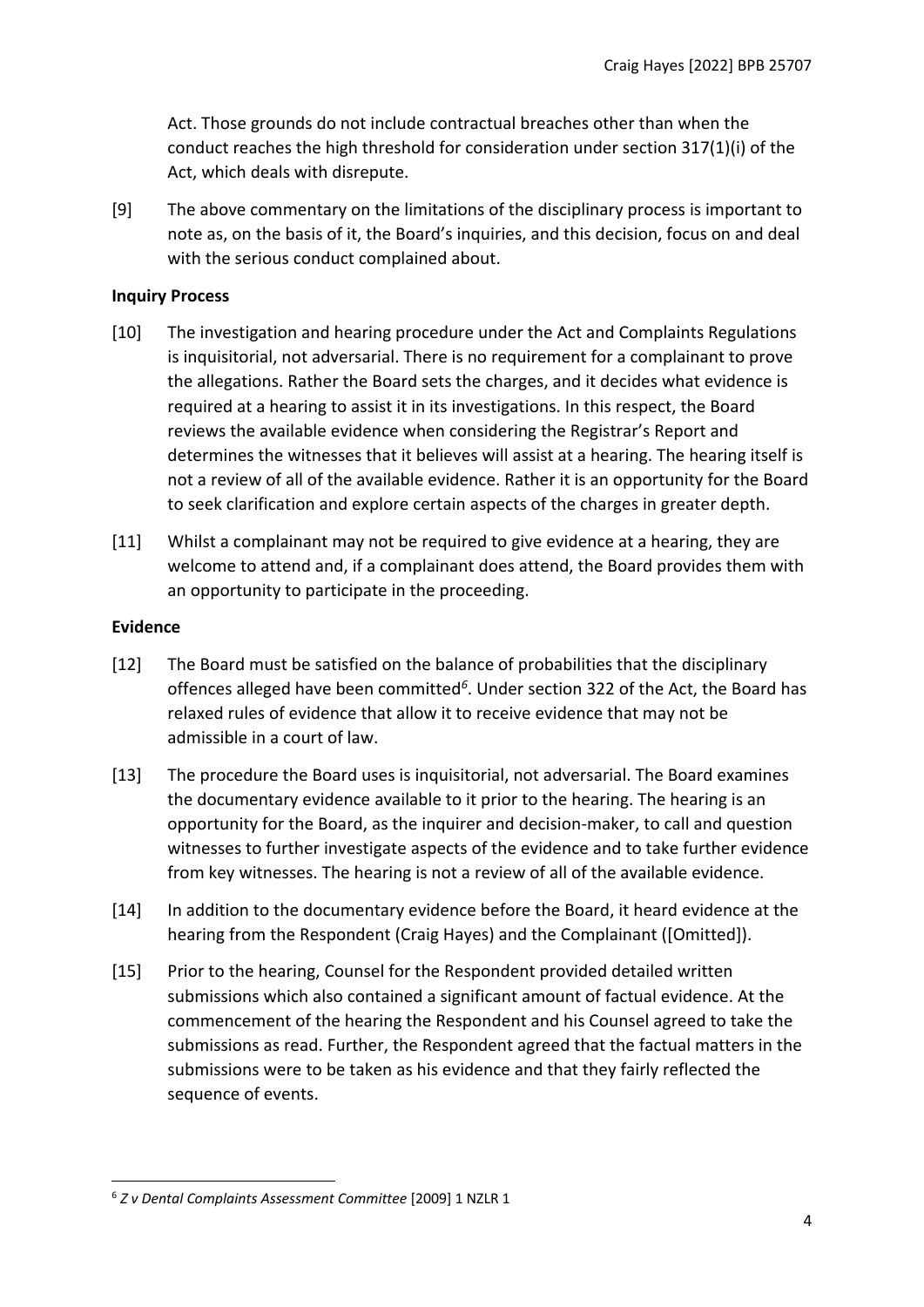Act. Those grounds do not include contractual breaches other than when the conduct reaches the high threshold for consideration under section 317(1)(i) of the Act, which deals with disrepute.

[9] The above commentary on the limitations of the disciplinary process is important to note as, on the basis of it, the Board's inquiries, and this decision, focus on and deal with the serious conduct complained about.

**Inquiry Process**

[10] The investigation and hearing procedure under the Act and Complaints Regulations is inquisitorial, not adversarial. There is no requirement for a complainant to prove the allegations. Rather the Board sets the charges, and it decides what evidence is required at a hearing to assist it in its investigations. In this respect, the Board reviews the available evidence when considering the Registrar's Report and determines the witnesses that it believes will assist at a hearing. The hearing itself is not a review of all of the available evidence. Rather it is an opportunity for the Board to seek clarification and explore certain aspects of the charges in greater depth.

[11] Whilst a complainant may not be required to give evidence at a hearing, they are welcome to attend and, if a complainant does attend, the Board provides them with an opportunity to participate in the proceeding.

**Evidence**

[12] The Board must be satisfied on the balance of probabilities that the disciplinary offences alleged have been committed[6]. Under section 322 of the Act, the Board has relaxed rules of evidence that allow it to receive evidence that may not be admissible in a court of law.

[13] The procedure the Board uses is inquisitorial, not adversarial. The Board examines the documentary evidence available to it prior to the hearing. The hearing is an opportunity for the Board, as the inquirer and decision-maker, to call and question witnesses to further investigate aspects of the evidence and to take further evidence from key witnesses. The hearing is not a review of all of the available evidence.

[14] In addition to the documentary evidence before the Board, it heard evidence at the hearing from the Respondent (Craig Hayes) and the Complainant ([Omitted]).

[15] Prior to the hearing, Counsel for the Respondent provided detailed written submissions which also contained a significant amount of factual evidence. At the commencement of the hearing the Respondent and his Counsel agreed to take the submissions as read. Further, the Respondent agreed that the factual matters in the submissions were to be taken as his evidence and that they fairly reflected the sequence of events.

[6] *Z v Dental Complaints Assessment Committee* [2009] 1 NZLR 1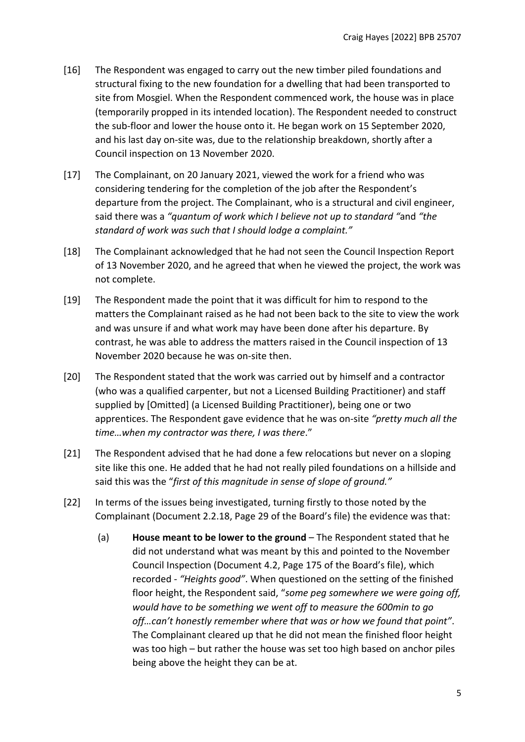[16] The Respondent was engaged to carry out the new timber piled foundations and structural fixing to the new foundation for a dwelling that had been transported to site from Mosgiel. When the Respondent commenced work, the house was in place (temporarily propped in its intended location). The Respondent needed to construct the sub-floor and lower the house onto it. He began work on 15 September 2020, and his last day on-site was, due to the relationship breakdown, shortly after a Council inspection on 13 November 2020.

[17] The Complainant, on 20 January 2021, viewed the work for a friend who was considering tendering for the completion of the job after the Respondent's departure from the project. The Complainant, who is a structural and civil engineer, said there was a *"quantum of work which I believe not up to standard "*and *"the standard of work was such that I should lodge a complaint."*

[18] The Complainant acknowledged that he had not seen the Council Inspection Report of 13 November 2020, and he agreed that when he viewed the project, the work was not complete.

[19] The Respondent made the point that it was difficult for him to respond to the matters the Complainant raised as he had not been back to the site to view the work and was unsure if and what work may have been done after his departure. By contrast, he was able to address the matters raised in the Council inspection of 13 November 2020 because he was on-site then.

[20] The Respondent stated that the work was carried out by himself and a contractor (who was a qualified carpenter, but not a Licensed Building Practitioner) and staff supplied by [Omitted] (a Licensed Building Practitioner), being one or two apprentices. The Respondent gave evidence that he was on-site *"pretty much all the time…when my contractor was there, I was there*."

[21] The Respondent advised that he had done a few relocations but never on a sloping site like this one. He added that he had not really piled foundations on a hillside and said this was the "*first of this magnitude in sense of slope of ground."*

[22] In terms of the issues being investigated, turning firstly to those noted by the Complainant (Document 2.2.18, Page 29 of the Board's file) the evidence was that:

(a) **House meant to be lower to the ground** – The Respondent stated that he did not understand what was meant by this and pointed to the November Council Inspection (Document 4.2, Page 175 of the Board's file), which recorded - *"Heights good"*. When questioned on the setting of the finished floor height, the Respondent said, "*some peg somewhere we were going off, would have to be something we went off to measure the 600min to go off…can't honestly remember where that was or how we found that point"*. The Complainant cleared up that he did not mean the finished floor height was too high – but rather the house was set too high based on anchor piles being above the height they can be at.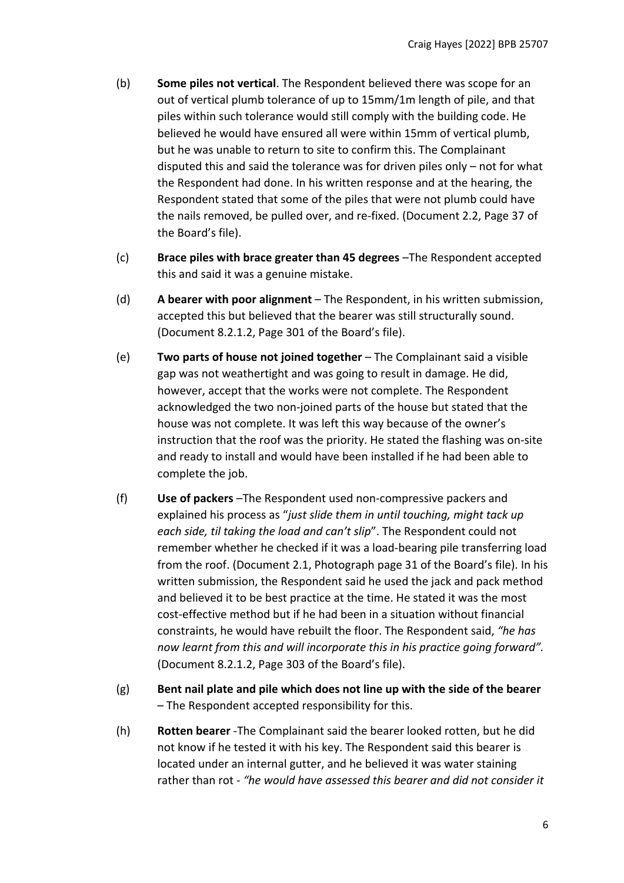(b) **Some piles not vertical**. The Respondent believed there was scope for an out of vertical plumb tolerance of up to 15mm/1m length of pile, and that piles within such tolerance would still comply with the building code. He believed he would have ensured all were within 15mm of vertical plumb, but he was unable to return to site to confirm this. The Complainant disputed this and said the tolerance was for driven piles only – not for what the Respondent had done. In his written response and at the hearing, the Respondent stated that some of the piles that were not plumb could have the nails removed, be pulled over, and re-fixed. (Document 2.2, Page 37 of the Board's file).

(c) **Brace piles with brace greater than 45 degrees** –The Respondent accepted this and said it was a genuine mistake.

(d) **A bearer with poor alignment** – The Respondent, in his written submission, accepted this but believed that the bearer was still structurally sound. (Document 8.2.1.2, Page 301 of the Board's file).

(e) **Two parts of house not joined together** – The Complainant said a visible gap was not weathertight and was going to result in damage. He did, however, accept that the works were not complete. The Respondent acknowledged the two non-joined parts of the house but stated that the house was not complete. It was left this way because of the owner's instruction that the roof was the priority. He stated the flashing was on-site and ready to install and would have been installed if he had been able to complete the job.

(f) **Use of packers** –The Respondent used non-compressive packers and explained his process as "*just slide them in until touching, might tack up each side, til taking the load and can't slip*". The Respondent could not remember whether he checked if it was a load-bearing pile transferring load from the roof. (Document 2.1, Photograph page 31 of the Board's file). In his written submission, the Respondent said he used the jack and pack method and believed it to be best practice at the time. He stated it was the most cost-effective method but if he had been in a situation without financial constraints, he would have rebuilt the floor. The Respondent said, *"he has now learnt from this and will incorporate this in his practice going forward"*. (Document 8.2.1.2, Page 303 of the Board's file).

(g) **Bent nail plate and pile which does not line up with the side of the bearer** – The Respondent accepted responsibility for this.

(h) **Rotten bearer** -The Complainant said the bearer looked rotten, but he did not know if he tested it with his key. The Respondent said this bearer is located under an internal gutter, and he believed it was water staining rather than rot - *"he would have assessed this bearer and did not consider it*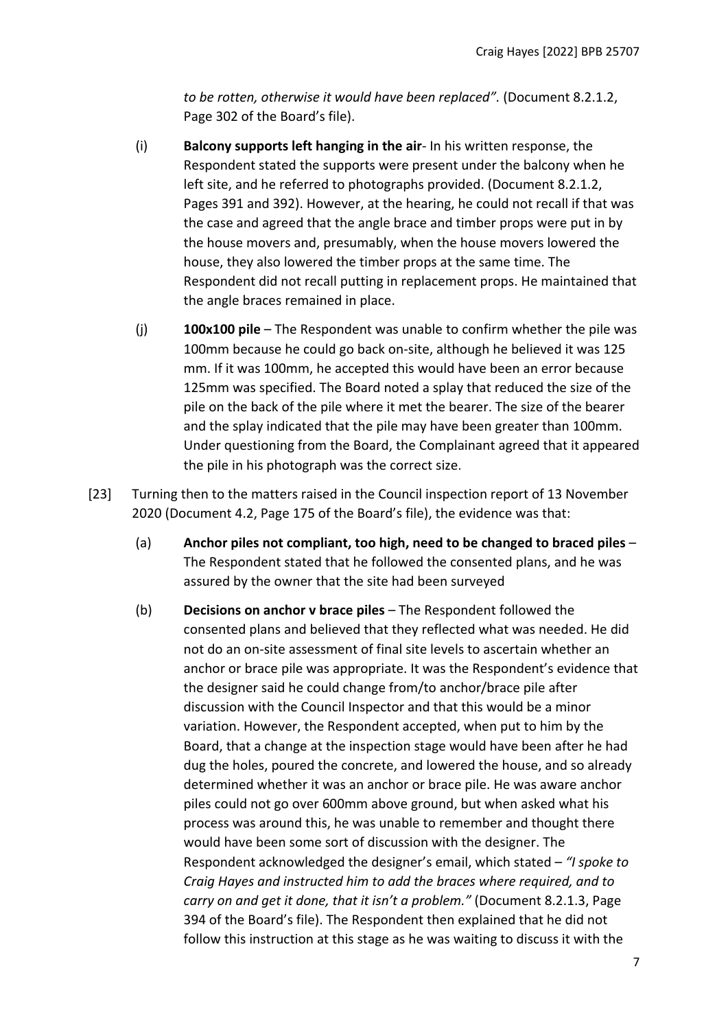*to be rotten, otherwise it would have been replaced".* (Document 8.2.1.2, Page 302 of the Board's file).

(i) **Balcony supports left hanging in the air**- In his written response, the Respondent stated the supports were present under the balcony when he left site, and he referred to photographs provided. (Document 8.2.1.2, Pages 391 and 392). However, at the hearing, he could not recall if that was the case and agreed that the angle brace and timber props were put in by the house movers and, presumably, when the house movers lowered the house, they also lowered the timber props at the same time. The Respondent did not recall putting in replacement props. He maintained that the angle braces remained in place.

(j) **100x100 pile** – The Respondent was unable to confirm whether the pile was 100mm because he could go back on-site, although he believed it was 125 mm. If it was 100mm, he accepted this would have been an error because 125mm was specified. The Board noted a splay that reduced the size of the pile on the back of the pile where it met the bearer. The size of the bearer and the splay indicated that the pile may have been greater than 100mm. Under questioning from the Board, the Complainant agreed that it appeared the pile in his photograph was the correct size.

[23] Turning then to the matters raised in the Council inspection report of 13 November 2020 (Document 4.2, Page 175 of the Board's file), the evidence was that:

(a) **Anchor piles not compliant, too high, need to be changed to braced piles** – The Respondent stated that he followed the consented plans, and he was assured by the owner that the site had been surveyed

(b) **Decisions on anchor v brace piles** – The Respondent followed the consented plans and believed that they reflected what was needed. He did not do an on-site assessment of final site levels to ascertain whether an anchor or brace pile was appropriate. It was the Respondent's evidence that the designer said he could change from/to anchor/brace pile after discussion with the Council Inspector and that this would be a minor variation. However, the Respondent accepted, when put to him by the Board, that a change at the inspection stage would have been after he had dug the holes, poured the concrete, and lowered the house, and so already determined whether it was an anchor or brace pile. He was aware anchor piles could not go over 600mm above ground, but when asked what his process was around this, he was unable to remember and thought there would have been some sort of discussion with the designer. The Respondent acknowledged the designer's email, which stated – *"I spoke to Craig Hayes and instructed him to add the braces where required, and to carry on and get it done, that it isn't a problem."* (Document 8.2.1.3, Page 394 of the Board's file). The Respondent then explained that he did not follow this instruction at this stage as he was waiting to discuss it with the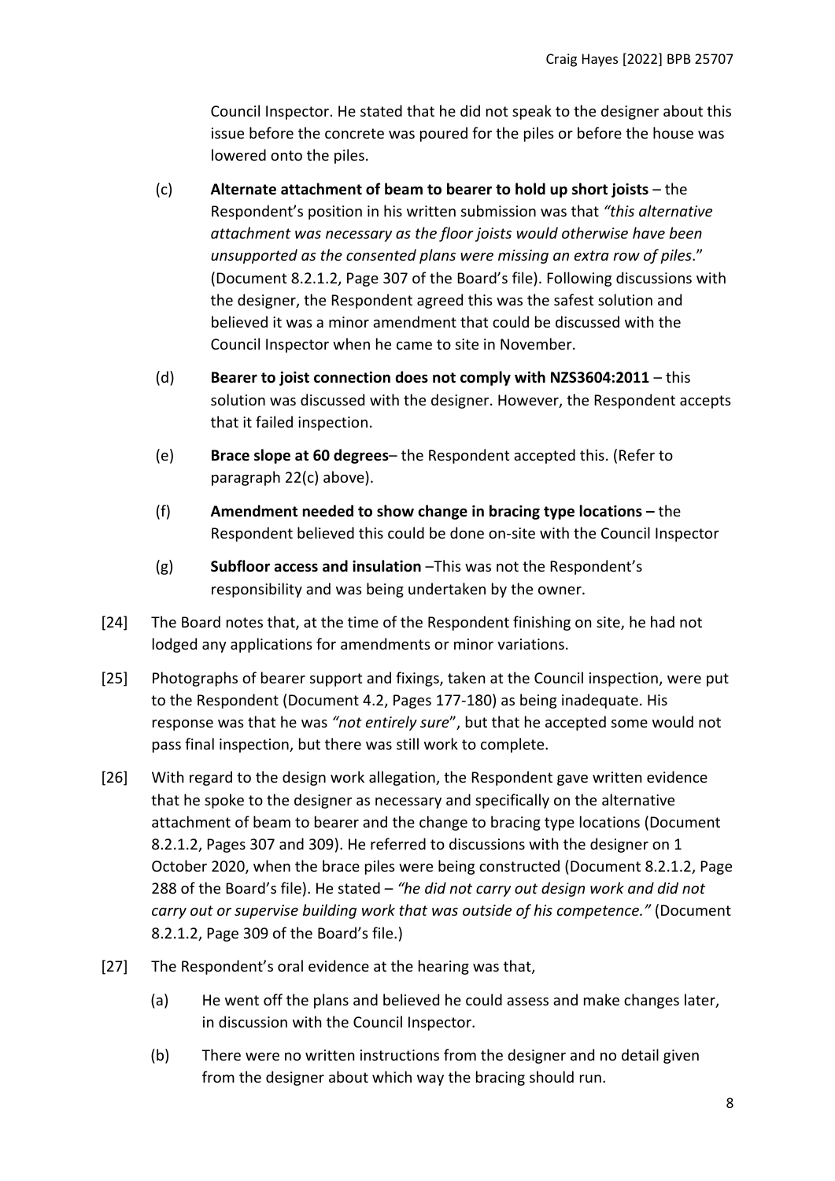Council Inspector. He stated that he did not speak to the designer about this issue before the concrete was poured for the piles or before the house was lowered onto the piles.

(c) **Alternate attachment of beam to bearer to hold up short joists** – the Respondent's position in his written submission was that *"this alternative attachment was necessary as the floor joists would otherwise have been unsupported as the consented plans were missing an extra row of piles*." (Document 8.2.1.2, Page 307 of the Board's file). Following discussions with the designer, the Respondent agreed this was the safest solution and believed it was a minor amendment that could be discussed with the Council Inspector when he came to site in November.

(d) **Bearer to joist connection does not comply with NZS3604:2011** – this solution was discussed with the designer. However, the Respondent accepts that it failed inspection.

(e) **Brace slope at 60 degrees**– the Respondent accepted this. (Refer to paragraph 22(c) above).

(f) **Amendment needed to show change in bracing type locations –** the Respondent believed this could be done on-site with the Council Inspector

(g) **Subfloor access and insulation** –This was not the Respondent's responsibility and was being undertaken by the owner.

[24] The Board notes that, at the time of the Respondent finishing on site, he had not lodged any applications for amendments or minor variations.

[25] Photographs of bearer support and fixings, taken at the Council inspection, were put to the Respondent (Document 4.2, Pages 177-180) as being inadequate. His response was that he was *"not entirely sure*", but that he accepted some would not pass final inspection, but there was still work to complete.

[26] With regard to the design work allegation, the Respondent gave written evidence that he spoke to the designer as necessary and specifically on the alternative attachment of beam to bearer and the change to bracing type locations (Document 8.2.1.2, Pages 307 and 309). He referred to discussions with the designer on 1 October 2020, when the brace piles were being constructed (Document 8.2.1.2, Page 288 of the Board's file). He stated – *"he did not carry out design work and did not carry out or supervise building work that was outside of his competence."* (Document 8.2.1.2, Page 309 of the Board's file.)

[27] The Respondent's oral evidence at the hearing was that,

(a) He went off the plans and believed he could assess and make changes later, in discussion with the Council Inspector.

(b) There were no written instructions from the designer and no detail given from the designer about which way the bracing should run.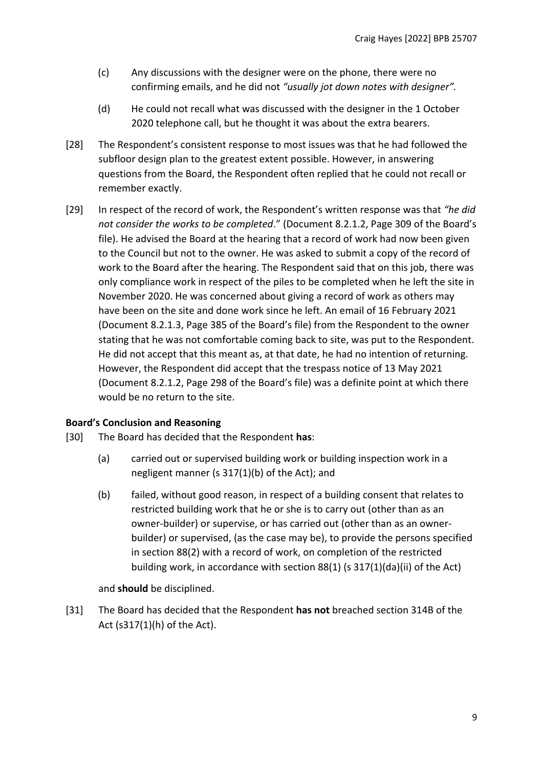(c) Any discussions with the designer were on the phone, there were no confirming emails, and he did not *"usually jot down notes with designer".*

(d) He could not recall what was discussed with the designer in the 1 October 2020 telephone call, but he thought it was about the extra bearers.

[28] The Respondent's consistent response to most issues was that he had followed the subfloor design plan to the greatest extent possible. However, in answering questions from the Board, the Respondent often replied that he could not recall or remember exactly.

[29] In respect of the record of work, the Respondent's written response was that *"he did not consider the works to be completed*." (Document 8.2.1.2, Page 309 of the Board's file). He advised the Board at the hearing that a record of work had now been given to the Council but not to the owner. He was asked to submit a copy of the record of work to the Board after the hearing. The Respondent said that on this job, there was only compliance work in respect of the piles to be completed when he left the site in November 2020. He was concerned about giving a record of work as others may have been on the site and done work since he left. An email of 16 February 2021 (Document 8.2.1.3, Page 385 of the Board's file) from the Respondent to the owner stating that he was not comfortable coming back to site, was put to the Respondent. He did not accept that this meant as, at that date, he had no intention of returning. However, the Respondent did accept that the trespass notice of 13 May 2021 (Document 8.2.1.2, Page 298 of the Board's file) was a definite point at which there would be no return to the site.

### Board's Conclusion and Reasoning

[30] The Board has decided that the Respondent **has**:

(a) carried out or supervised building work or building inspection work in a negligent manner (s 317(1)(b) of the Act); and

(b) failed, without good reason, in respect of a building consent that relates to restricted building work that he or she is to carry out (other than as an owner-builder) or supervise, or has carried out (other than as an owner-builder) or supervised, (as the case may be), to provide the persons specified in section 88(2) with a record of work, on completion of the restricted building work, in accordance with section 88(1) (s 317(1)(da)(ii) of the Act)

and **should** be disciplined.

[31] The Board has decided that the Respondent **has not** breached section 314B of the Act (s317(1)(h) of the Act).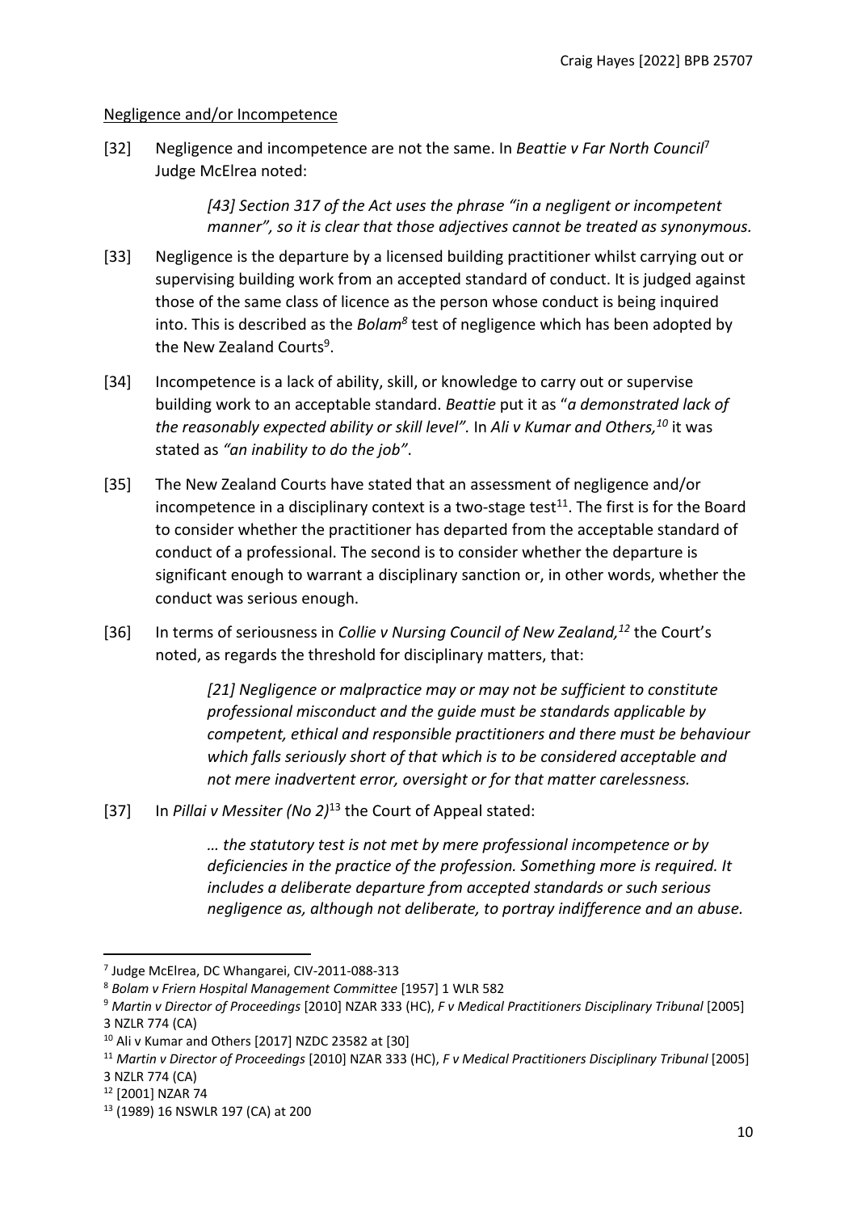Negligence and/or Incompetence

[32] Negligence and incompetence are not the same. In *Beattie v Far North Council*[7] Judge McElrea noted:

> *[43] Section 317 of the Act uses the phrase "in a negligent or incompetent manner", so it is clear that those adjectives cannot be treated as synonymous.*

[33] Negligence is the departure by a licensed building practitioner whilst carrying out or supervising building work from an accepted standard of conduct. It is judged against those of the same class of licence as the person whose conduct is being inquired into. This is described as the *Bolam*[8] test of negligence which has been adopted by the New Zealand Courts[9].

[34] Incompetence is a lack of ability, skill, or knowledge to carry out or supervise building work to an acceptable standard. *Beattie* put it as "*a demonstrated lack of the reasonably expected ability or skill level".* In *Ali v Kumar and Others,*[10] it was stated as *"an inability to do the job"*.

[35] The New Zealand Courts have stated that an assessment of negligence and/or incompetence in a disciplinary context is a two-stage test[11]. The first is for the Board to consider whether the practitioner has departed from the acceptable standard of conduct of a professional. The second is to consider whether the departure is significant enough to warrant a disciplinary sanction or, in other words, whether the conduct was serious enough.

[36] In terms of seriousness in *Collie v Nursing Council of New Zealand,*[12] the Court's noted, as regards the threshold for disciplinary matters, that:

> *[21] Negligence or malpractice may or may not be sufficient to constitute professional misconduct and the guide must be standards applicable by competent, ethical and responsible practitioners and there must be behaviour which falls seriously short of that which is to be considered acceptable and not mere inadvertent error, oversight or for that matter carelessness.*

[37] In *Pillai v Messiter (No 2)*[13] the Court of Appeal stated:

> *… the statutory test is not met by mere professional incompetence or by deficiencies in the practice of the profession. Something more is required. It includes a deliberate departure from accepted standards or such serious negligence as, although not deliberate, to portray indifference and an abuse.*

---

[7] Judge McElrea, DC Whangarei, CIV-2011-088-313

[8] *Bolam v Friern Hospital Management Committee* [1957] 1 WLR 582

[9] *Martin v Director of Proceedings* [2010] NZAR 333 (HC), *F v Medical Practitioners Disciplinary Tribunal* [2005] 3 NZLR 774 (CA)

[10] Ali v Kumar and Others [2017] NZDC 23582 at [30]

[11] *Martin v Director of Proceedings* [2010] NZAR 333 (HC), *F v Medical Practitioners Disciplinary Tribunal* [2005] 3 NZLR 774 (CA)

[12] [2001] NZAR 74

[13] (1989) 16 NSWLR 197 (CA) at 200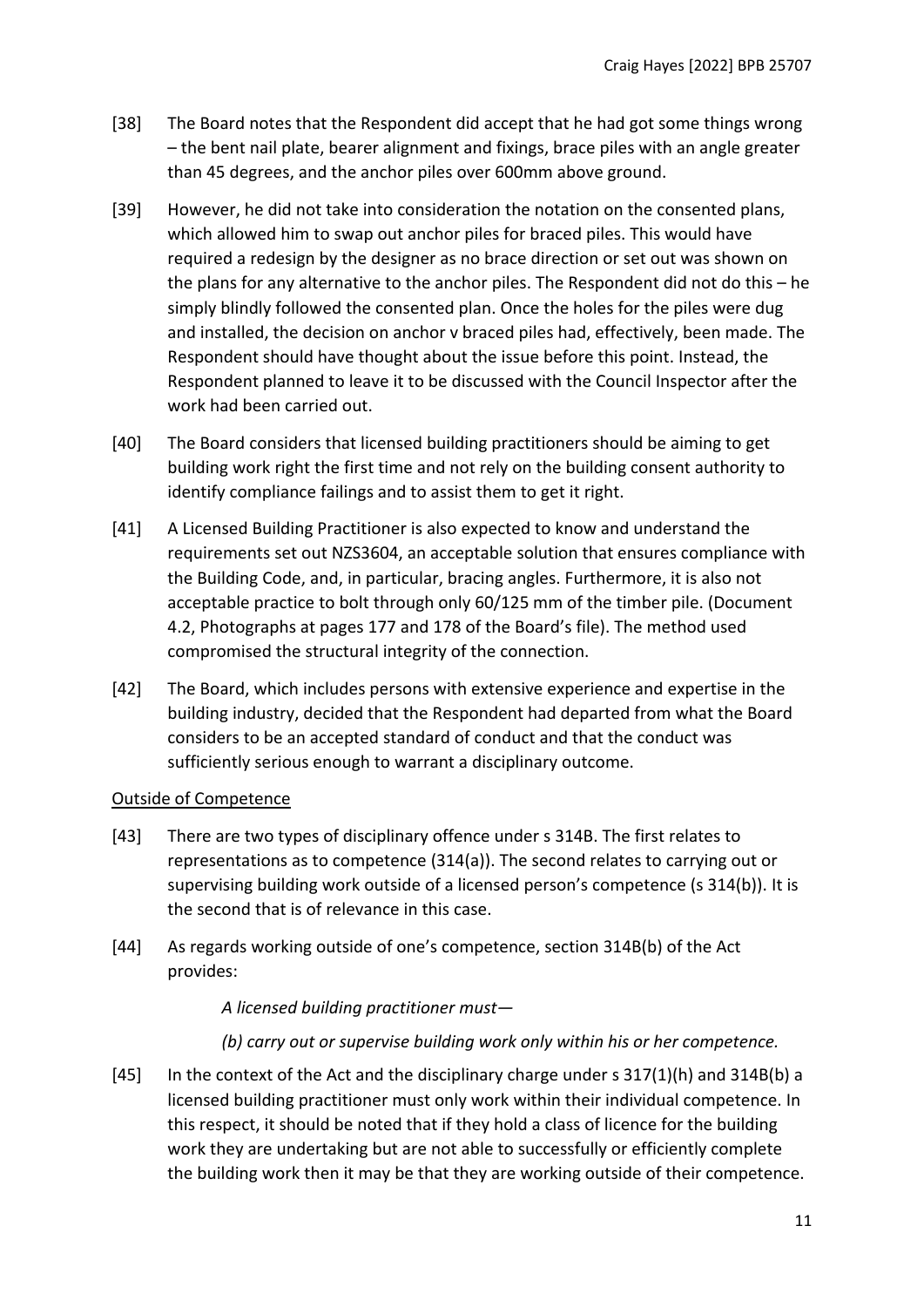[38] The Board notes that the Respondent did accept that he had got some things wrong – the bent nail plate, bearer alignment and fixings, brace piles with an angle greater than 45 degrees, and the anchor piles over 600mm above ground.

[39] However, he did not take into consideration the notation on the consented plans, which allowed him to swap out anchor piles for braced piles. This would have required a redesign by the designer as no brace direction or set out was shown on the plans for any alternative to the anchor piles. The Respondent did not do this – he simply blindly followed the consented plan. Once the holes for the piles were dug and installed, the decision on anchor v braced piles had, effectively, been made. The Respondent should have thought about the issue before this point. Instead, the Respondent planned to leave it to be discussed with the Council Inspector after the work had been carried out.

[40] The Board considers that licensed building practitioners should be aiming to get building work right the first time and not rely on the building consent authority to identify compliance failings and to assist them to get it right.

[41] A Licensed Building Practitioner is also expected to know and understand the requirements set out NZS3604, an acceptable solution that ensures compliance with the Building Code, and, in particular, bracing angles. Furthermore, it is also not acceptable practice to bolt through only 60/125 mm of the timber pile. (Document 4.2, Photographs at pages 177 and 178 of the Board's file). The method used compromised the structural integrity of the connection.

[42] The Board, which includes persons with extensive experience and expertise in the building industry, decided that the Respondent had departed from what the Board considers to be an accepted standard of conduct and that the conduct was sufficiently serious enough to warrant a disciplinary outcome.

Outside of Competence

[43] There are two types of disciplinary offence under s 314B. The first relates to representations as to competence (314(a)). The second relates to carrying out or supervising building work outside of a licensed person's competence (s 314(b)). It is the second that is of relevance in this case.

[44] As regards working outside of one's competence, section 314B(b) of the Act provides:

> *A licensed building practitioner must—*
>
> *(b) carry out or supervise building work only within his or her competence.*

[45] In the context of the Act and the disciplinary charge under s 317(1)(h) and 314B(b) a licensed building practitioner must only work within their individual competence. In this respect, it should be noted that if they hold a class of licence for the building work they are undertaking but are not able to successfully or efficiently complete the building work then it may be that they are working outside of their competence.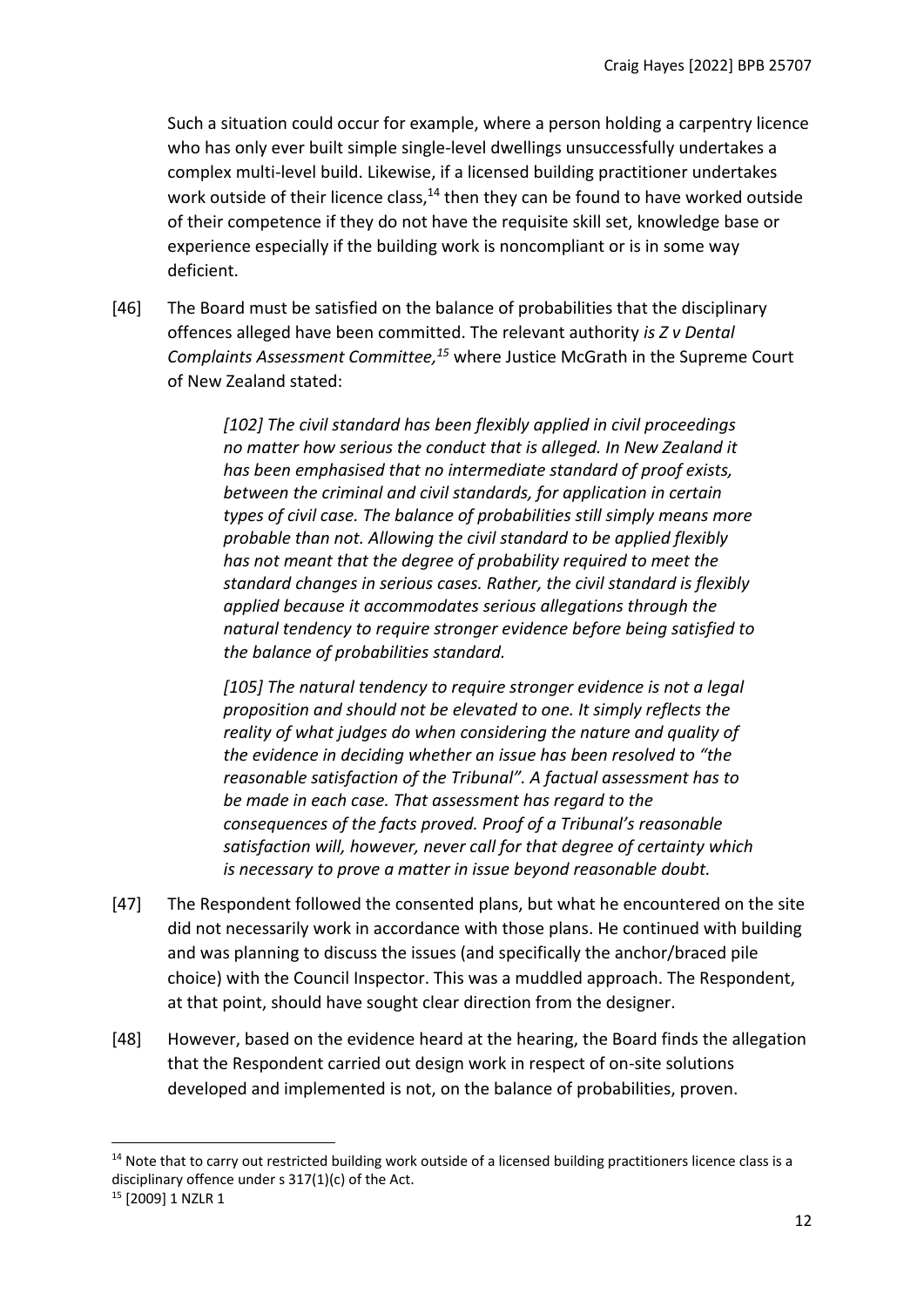Such a situation could occur for example, where a person holding a carpentry licence who has only ever built simple single-level dwellings unsuccessfully undertakes a complex multi-level build. Likewise, if a licensed building practitioner undertakes work outside of their licence class,[14] then they can be found to have worked outside of their competence if they do not have the requisite skill set, knowledge base or experience especially if the building work is noncompliant or is in some way deficient.

[46] The Board must be satisfied on the balance of probabilities that the disciplinary offences alleged have been committed. The relevant authority *is Z v Dental Complaints Assessment Committee,*[15] where Justice McGrath in the Supreme Court of New Zealand stated:

> *[102] The civil standard has been flexibly applied in civil proceedings no matter how serious the conduct that is alleged. In New Zealand it has been emphasised that no intermediate standard of proof exists, between the criminal and civil standards, for application in certain types of civil case. The balance of probabilities still simply means more probable than not. Allowing the civil standard to be applied flexibly has not meant that the degree of probability required to meet the standard changes in serious cases. Rather, the civil standard is flexibly applied because it accommodates serious allegations through the natural tendency to require stronger evidence before being satisfied to the balance of probabilities standard.*
>
> *[105] The natural tendency to require stronger evidence is not a legal proposition and should not be elevated to one. It simply reflects the reality of what judges do when considering the nature and quality of the evidence in deciding whether an issue has been resolved to "the reasonable satisfaction of the Tribunal". A factual assessment has to be made in each case. That assessment has regard to the consequences of the facts proved. Proof of a Tribunal's reasonable satisfaction will, however, never call for that degree of certainty which is necessary to prove a matter in issue beyond reasonable doubt.*

[47] The Respondent followed the consented plans, but what he encountered on the site did not necessarily work in accordance with those plans. He continued with building and was planning to discuss the issues (and specifically the anchor/braced pile choice) with the Council Inspector. This was a muddled approach. The Respondent, at that point, should have sought clear direction from the designer.

[48] However, based on the evidence heard at the hearing, the Board finds the allegation that the Respondent carried out design work in respect of on-site solutions developed and implemented is not, on the balance of probabilities, proven.

---

[14] Note that to carry out restricted building work outside of a licensed building practitioners licence class is a disciplinary offence under s 317(1)(c) of the Act.

[15] [2009] 1 NZLR 1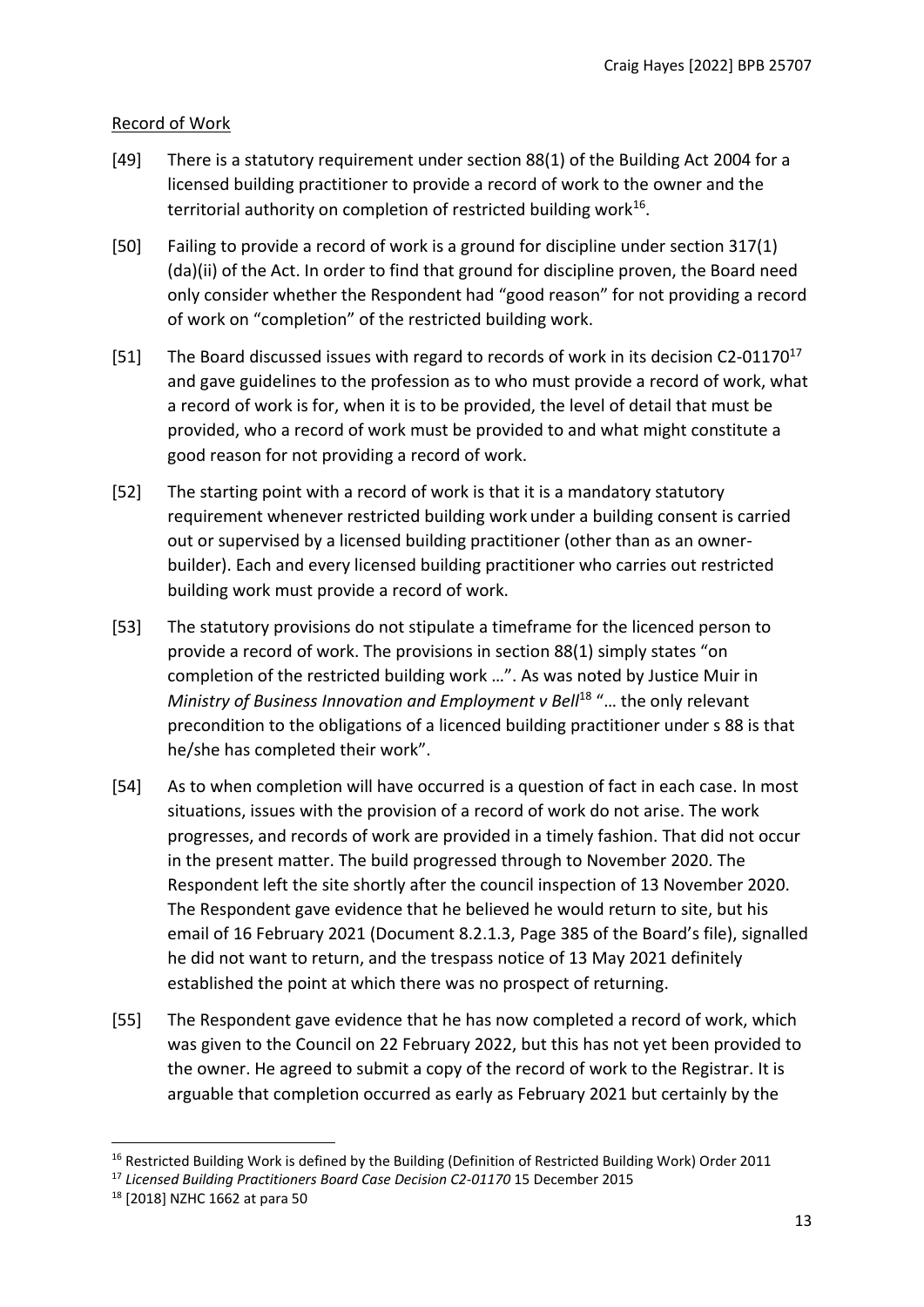Record of Work

[49] There is a statutory requirement under section 88(1) of the Building Act 2004 for a licensed building practitioner to provide a record of work to the owner and the territorial authority on completion of restricted building work[16].

[50] Failing to provide a record of work is a ground for discipline under section 317(1)(da)(ii) of the Act. In order to find that ground for discipline proven, the Board need only consider whether the Respondent had "good reason" for not providing a record of work on "completion" of the restricted building work.

[51] The Board discussed issues with regard to records of work in its decision C2-01170[17] and gave guidelines to the profession as to who must provide a record of work, what a record of work is for, when it is to be provided, the level of detail that must be provided, who a record of work must be provided to and what might constitute a good reason for not providing a record of work.

[52] The starting point with a record of work is that it is a mandatory statutory requirement whenever restricted building work under a building consent is carried out or supervised by a licensed building practitioner (other than as an owner-builder). Each and every licensed building practitioner who carries out restricted building work must provide a record of work.

[53] The statutory provisions do not stipulate a timeframe for the licenced person to provide a record of work. The provisions in section 88(1) simply states "on completion of the restricted building work …". As was noted by Justice Muir in *Ministry of Business Innovation and Employment v Bell*[18] "… the only relevant precondition to the obligations of a licenced building practitioner under s 88 is that he/she has completed their work".

[54] As to when completion will have occurred is a question of fact in each case. In most situations, issues with the provision of a record of work do not arise. The work progresses, and records of work are provided in a timely fashion. That did not occur in the present matter. The build progressed through to November 2020. The Respondent left the site shortly after the council inspection of 13 November 2020. The Respondent gave evidence that he believed he would return to site, but his email of 16 February 2021 (Document 8.2.1.3, Page 385 of the Board's file), signalled he did not want to return, and the trespass notice of 13 May 2021 definitely established the point at which there was no prospect of returning.

[55] The Respondent gave evidence that he has now completed a record of work, which was given to the Council on 22 February 2022, but this has not yet been provided to the owner. He agreed to submit a copy of the record of work to the Registrar. It is arguable that completion occurred as early as February 2021 but certainly by the

---

[16] Restricted Building Work is defined by the Building (Definition of Restricted Building Work) Order 2011

[17] *Licensed Building Practitioners Board Case Decision C2-01170* 15 December 2015

[18] [2018] NZHC 1662 at para 50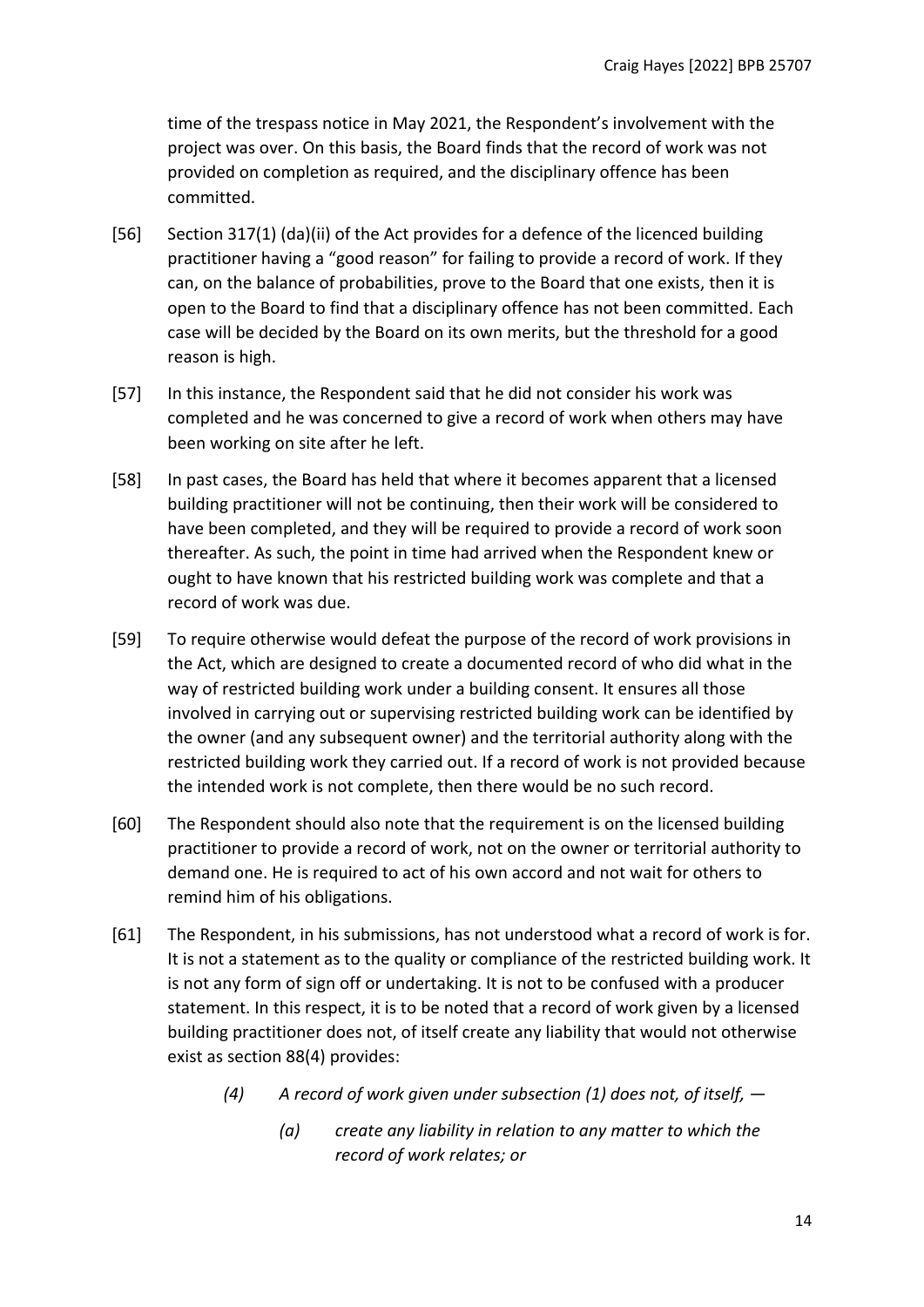time of the trespass notice in May 2021, the Respondent's involvement with the project was over. On this basis, the Board finds that the record of work was not provided on completion as required, and the disciplinary offence has been committed.

[56] Section 317(1) (da)(ii) of the Act provides for a defence of the licenced building practitioner having a "good reason" for failing to provide a record of work. If they can, on the balance of probabilities, prove to the Board that one exists, then it is open to the Board to find that a disciplinary offence has not been committed. Each case will be decided by the Board on its own merits, but the threshold for a good reason is high.

[57] In this instance, the Respondent said that he did not consider his work was completed and he was concerned to give a record of work when others may have been working on site after he left.

[58] In past cases, the Board has held that where it becomes apparent that a licensed building practitioner will not be continuing, then their work will be considered to have been completed, and they will be required to provide a record of work soon thereafter. As such, the point in time had arrived when the Respondent knew or ought to have known that his restricted building work was complete and that a record of work was due.

[59] To require otherwise would defeat the purpose of the record of work provisions in the Act, which are designed to create a documented record of who did what in the way of restricted building work under a building consent. It ensures all those involved in carrying out or supervising restricted building work can be identified by the owner (and any subsequent owner) and the territorial authority along with the restricted building work they carried out. If a record of work is not provided because the intended work is not complete, then there would be no such record.

[60] The Respondent should also note that the requirement is on the licensed building practitioner to provide a record of work, not on the owner or territorial authority to demand one. He is required to act of his own accord and not wait for others to remind him of his obligations.

[61] The Respondent, in his submissions, has not understood what a record of work is for. It is not a statement as to the quality or compliance of the restricted building work. It is not any form of sign off or undertaking. It is not to be confused with a producer statement. In this respect, it is to be noted that a record of work given by a licensed building practitioner does not, of itself create any liability that would not otherwise exist as section 88(4) provides:

> *(4) A record of work given under subsection (1) does not, of itself, —*
>
> > *(a) create any liability in relation to any matter to which the record of work relates; or*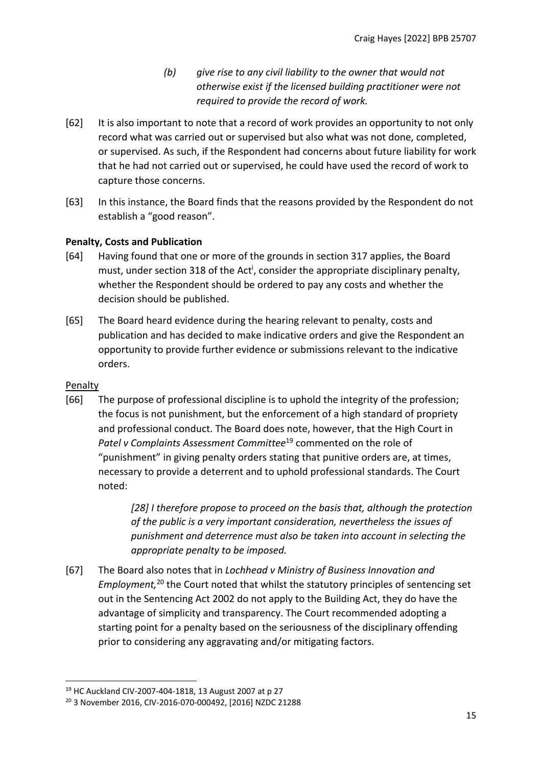> *(b) give rise to any civil liability to the owner that would not otherwise exist if the licensed building practitioner were not required to provide the record of work.*

[62] It is also important to note that a record of work provides an opportunity to not only record what was carried out or supervised but also what was not done, completed, or supervised. As such, if the Respondent had concerns about future liability for work that he had not carried out or supervised, he could have used the record of work to capture those concerns.

[63] In this instance, the Board finds that the reasons provided by the Respondent do not establish a "good reason".

**Penalty, Costs and Publication**

[64] Having found that one or more of the grounds in section 317 applies, the Board must, under section 318 of the Act[i], consider the appropriate disciplinary penalty, whether the Respondent should be ordered to pay any costs and whether the decision should be published.

[65] The Board heard evidence during the hearing relevant to penalty, costs and publication and has decided to make indicative orders and give the Respondent an opportunity to provide further evidence or submissions relevant to the indicative orders.

Penalty

[66] The purpose of professional discipline is to uphold the integrity of the profession; the focus is not punishment, but the enforcement of a high standard of propriety and professional conduct. The Board does note, however, that the High Court in *Patel v Complaints Assessment Committee*[19] commented on the role of "punishment" in giving penalty orders stating that punitive orders are, at times, necessary to provide a deterrent and to uphold professional standards. The Court noted:

> *[28] I therefore propose to proceed on the basis that, although the protection of the public is a very important consideration, nevertheless the issues of punishment and deterrence must also be taken into account in selecting the appropriate penalty to be imposed.*

[67] The Board also notes that in *Lochhead v Ministry of Business Innovation and Employment,*[20] the Court noted that whilst the statutory principles of sentencing set out in the Sentencing Act 2002 do not apply to the Building Act, they do have the advantage of simplicity and transparency. The Court recommended adopting a starting point for a penalty based on the seriousness of the disciplinary offending prior to considering any aggravating and/or mitigating factors.

---

[19] HC Auckland CIV-2007-404-1818, 13 August 2007 at p 27

[20] 3 November 2016, CIV-2016-070-000492, [2016] NZDC 21288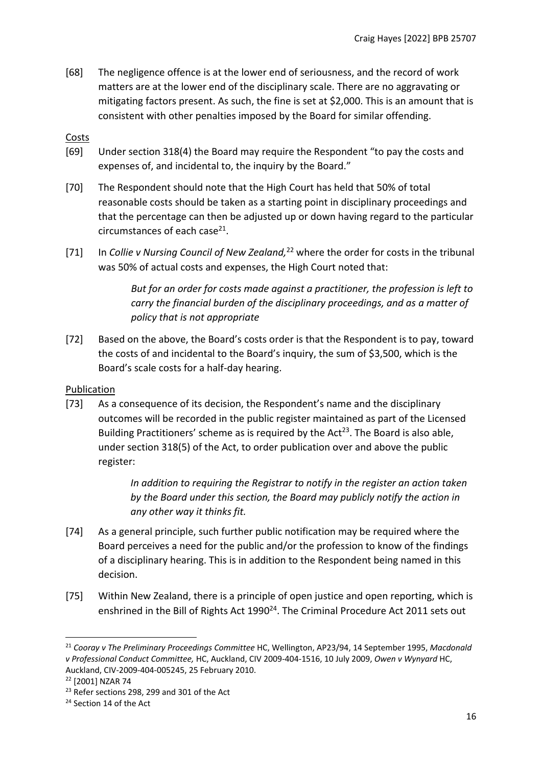[68] The negligence offence is at the lower end of seriousness, and the record of work matters are at the lower end of the disciplinary scale. There are no aggravating or mitigating factors present. As such, the fine is set at $2,000. This is an amount that is consistent with other penalties imposed by the Board for similar offending.

Costs

[69] Under section 318(4) the Board may require the Respondent "to pay the costs and expenses of, and incidental to, the inquiry by the Board."

[70] The Respondent should note that the High Court has held that 50% of total reasonable costs should be taken as a starting point in disciplinary proceedings and that the percentage can then be adjusted up or down having regard to the particular circumstances of each case[21].

[71] In *Collie v Nursing Council of New Zealand,*[22] where the order for costs in the tribunal was 50% of actual costs and expenses, the High Court noted that:

> *But for an order for costs made against a practitioner, the profession is left to carry the financial burden of the disciplinary proceedings, and as a matter of policy that is not appropriate*

[72] Based on the above, the Board's costs order is that the Respondent is to pay, toward the costs of and incidental to the Board's inquiry, the sum of $3,500, which is the Board's scale costs for a half-day hearing.

Publication

[73] As a consequence of its decision, the Respondent's name and the disciplinary outcomes will be recorded in the public register maintained as part of the Licensed Building Practitioners' scheme as is required by the Act[23]. The Board is also able, under section 318(5) of the Act, to order publication over and above the public register:

> *In addition to requiring the Registrar to notify in the register an action taken by the Board under this section, the Board may publicly notify the action in any other way it thinks fit.*

[74] As a general principle, such further public notification may be required where the Board perceives a need for the public and/or the profession to know of the findings of a disciplinary hearing. This is in addition to the Respondent being named in this decision.

[75] Within New Zealand, there is a principle of open justice and open reporting, which is enshrined in the Bill of Rights Act 1990[24]. The Criminal Procedure Act 2011 sets out

---

[21] *Cooray v The Preliminary Proceedings Committee* HC, Wellington, AP23/94, 14 September 1995, *Macdonald v Professional Conduct Committee,* HC, Auckland, CIV 2009-404-1516, 10 July 2009, *Owen v Wynyard* HC, Auckland, CIV-2009-404-005245, 25 February 2010.

[22] [2001] NZAR 74

[23] Refer sections 298, 299 and 301 of the Act

[24] Section 14 of the Act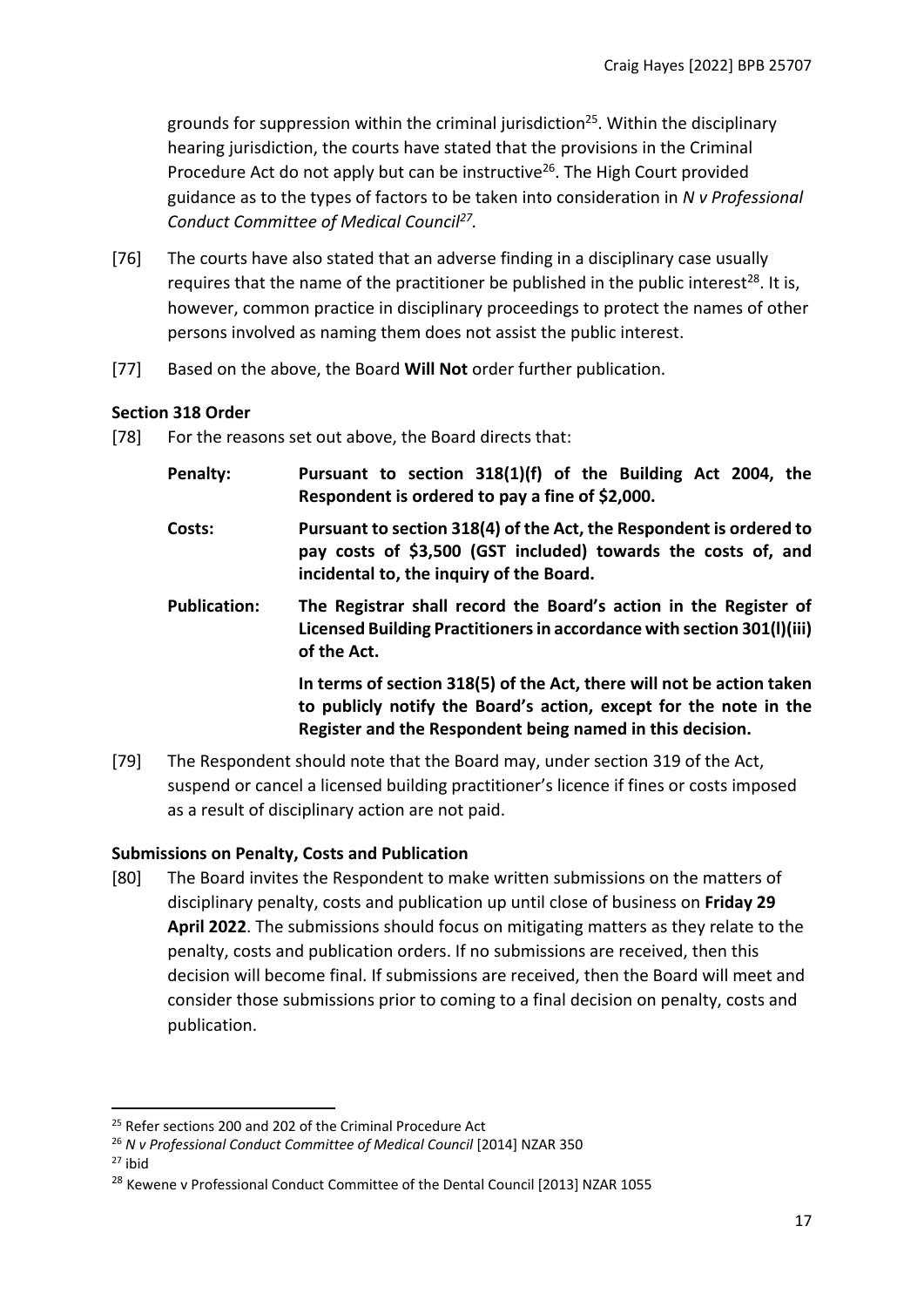grounds for suppression within the criminal jurisdiction[25]. Within the disciplinary hearing jurisdiction, the courts have stated that the provisions in the Criminal Procedure Act do not apply but can be instructive[26]. The High Court provided guidance as to the types of factors to be taken into consideration in *N v Professional Conduct Committee of Medical Council*[27].

[76] The courts have also stated that an adverse finding in a disciplinary case usually requires that the name of the practitioner be published in the public interest[28]. It is, however, common practice in disciplinary proceedings to protect the names of other persons involved as naming them does not assist the public interest.

[77] Based on the above, the Board **Will Not** order further publication.

### Section 318 Order

[78] For the reasons set out above, the Board directs that:

**Penalty:** **Pursuant to section 318(1)(f) of the Building Act 2004, the Respondent is ordered to pay a fine of $2,000.**

**Costs:** **Pursuant to section 318(4) of the Act, the Respondent is ordered to pay costs of $3,500 (GST included) towards the costs of, and incidental to, the inquiry of the Board.**

**Publication:** **The Registrar shall record the Board's action in the Register of Licensed Building Practitioners in accordance with section 301(l)(iii) of the Act.**

**In terms of section 318(5) of the Act, there will not be action taken to publicly notify the Board's action, except for the note in the Register and the Respondent being named in this decision.**

[79] The Respondent should note that the Board may, under section 319 of the Act, suspend or cancel a licensed building practitioner's licence if fines or costs imposed as a result of disciplinary action are not paid.

### Submissions on Penalty, Costs and Publication

[80] The Board invites the Respondent to make written submissions on the matters of disciplinary penalty, costs and publication up until close of business on **Friday 29 April 2022**. The submissions should focus on mitigating matters as they relate to the penalty, costs and publication orders. If no submissions are received, then this decision will become final. If submissions are received, then the Board will meet and consider those submissions prior to coming to a final decision on penalty, costs and publication.

---

[25] Refer sections 200 and 202 of the Criminal Procedure Act

[26] *N v Professional Conduct Committee of Medical Council* [2014] NZAR 350

[27] ibid

[28] Kewene v Professional Conduct Committee of the Dental Council [2013] NZAR 1055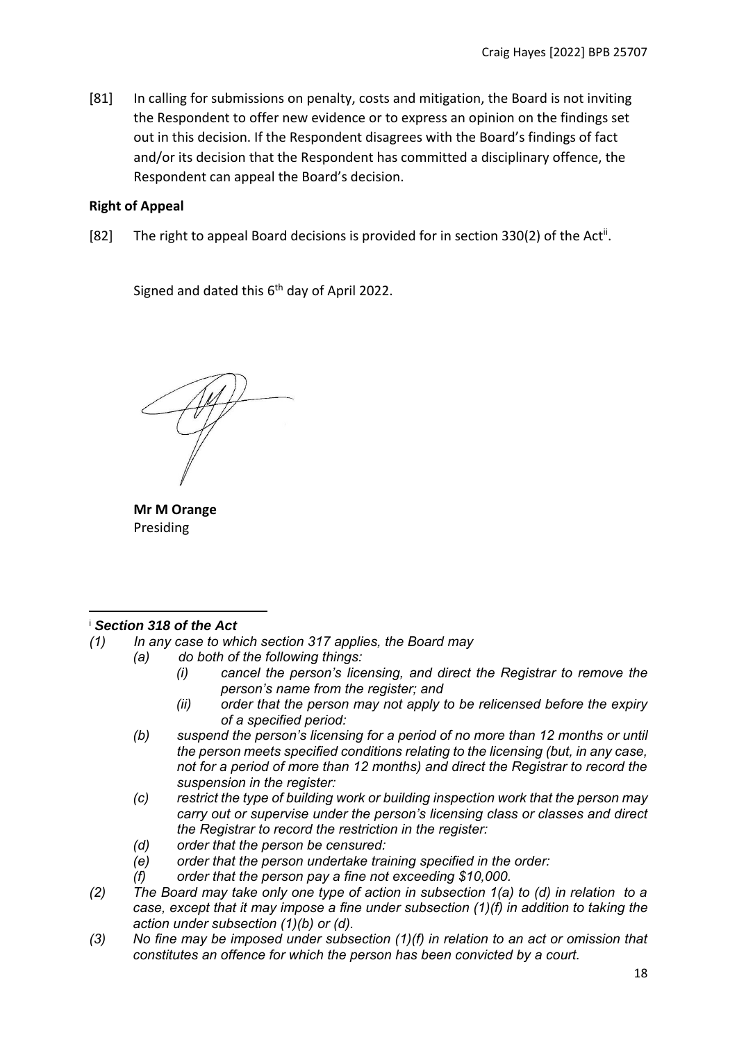[81] In calling for submissions on penalty, costs and mitigation, the Board is not inviting the Respondent to offer new evidence or to express an opinion on the findings set out in this decision. If the Respondent disagrees with the Board's findings of fact and/or its decision that the Respondent has committed a disciplinary offence, the Respondent can appeal the Board's decision.

**Right of Appeal**

[82] The right to appeal Board decisions is provided for in section 330(2) of the Act[ii].

Signed and dated this 6th day of April 2022.

**Mr M Orange**
Presiding

---

[i] ***Section 318 of the Act***

*(1) In any case to which section 317 applies, the Board may*

*(a) do both of the following things:*

*(i) cancel the person's licensing, and direct the Registrar to remove the person's name from the register; and*

*(ii) order that the person may not apply to be relicensed before the expiry of a specified period:*

*(b) suspend the person's licensing for a period of no more than 12 months or until the person meets specified conditions relating to the licensing (but, in any case, not for a period of more than 12 months) and direct the Registrar to record the suspension in the register:*

*(c) restrict the type of building work or building inspection work that the person may carry out or supervise under the person's licensing class or classes and direct the Registrar to record the restriction in the register:*

*(d) order that the person be censured:*

*(e) order that the person undertake training specified in the order:*

*(f) order that the person pay a fine not exceeding $10,000.*

*(2) The Board may take only one type of action in subsection 1(a) to (d) in relation to a case, except that it may impose a fine under subsection (1)(f) in addition to taking the action under subsection (1)(b) or (d).*

*(3) No fine may be imposed under subsection (1)(f) in relation to an act or omission that constitutes an offence for which the person has been convicted by a court.*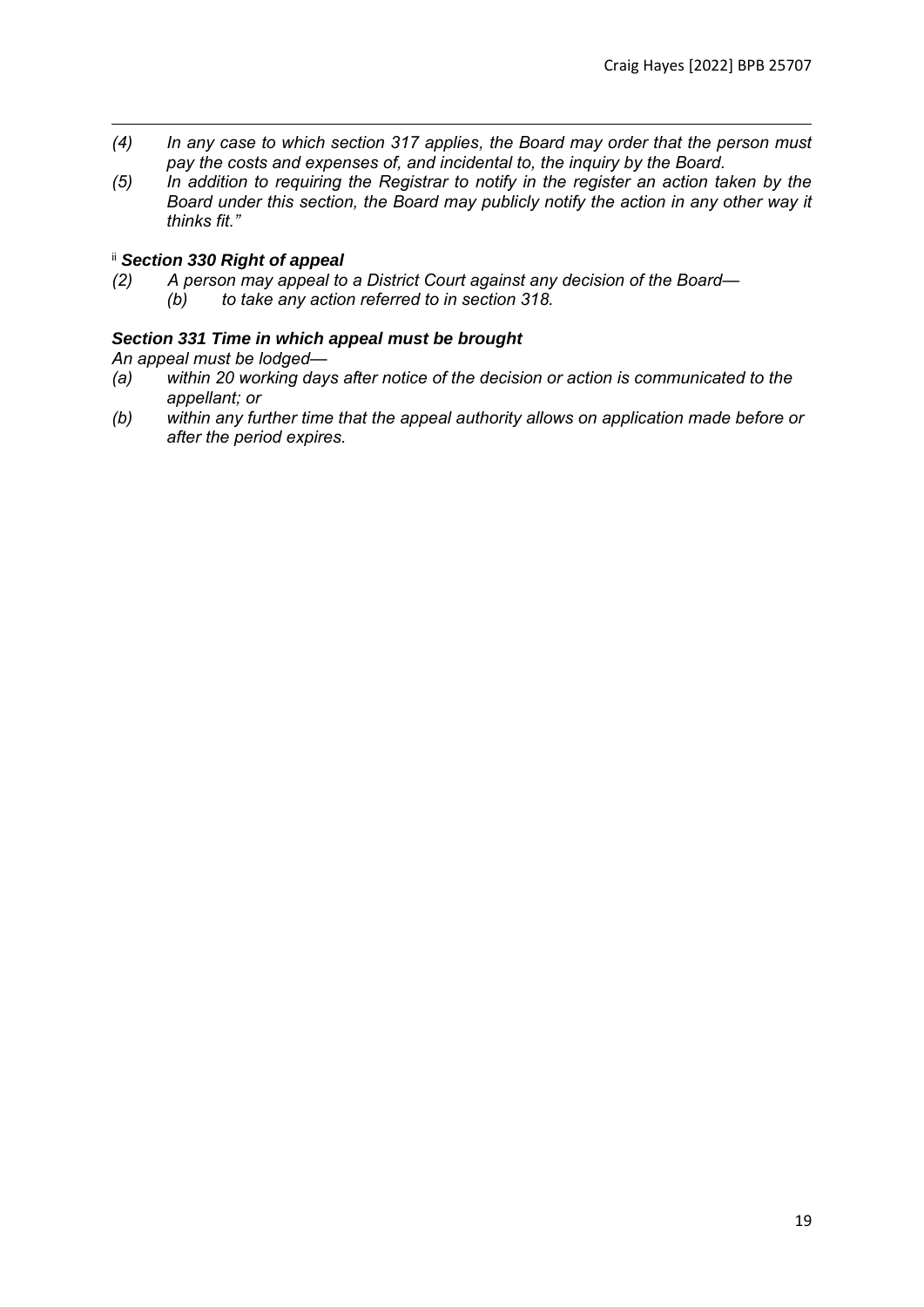*(4) In any case to which section 317 applies, the Board may order that the person must pay the costs and expenses of, and incidental to, the inquiry by the Board.*

*(5) In addition to requiring the Registrar to notify in the register an action taken by the Board under this section, the Board may publicly notify the action in any other way it thinks fit."*

[ii] ***Section 330 Right of appeal***

*(2) A person may appeal to a District Court against any decision of the Board—*

*(b) to take any action referred to in section 318.*

***Section 331 Time in which appeal must be brought***

*An appeal must be lodged—*

*(a) within 20 working days after notice of the decision or action is communicated to the appellant; or*

*(b) within any further time that the appeal authority allows on application made before or after the period expires.*